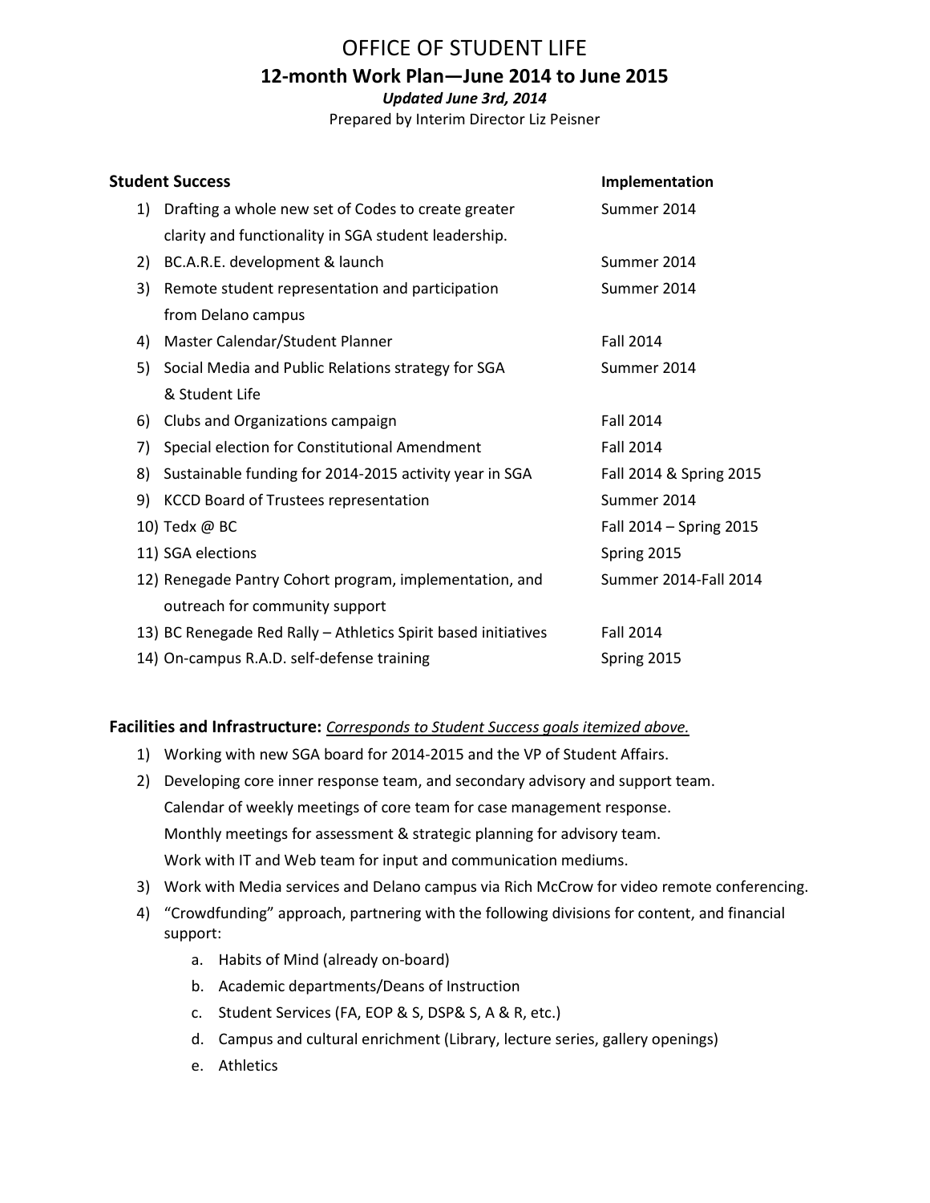# OFFICE OF STUDENT LIFE

## 12-month Work Plan—June 2014 to June 2015

***Updated June 3rd, 2014***

Prepared by Interim Director Liz Peisner

| **Student Success** | **Implementation** |
|---|---|
| 1) Drafting a whole new set of Codes to create greater clarity and functionality in SGA student leadership. | Summer 2014 |
| 2) BC.A.R.E. development & launch | Summer 2014 |
| 3) Remote student representation and participation from Delano campus | Summer 2014 |
| 4) Master Calendar/Student Planner | Fall 2014 |
| 5) Social Media and Public Relations strategy for SGA & Student Life | Summer 2014 |
| 6) Clubs and Organizations campaign | Fall 2014 |
| 7) Special election for Constitutional Amendment | Fall 2014 |
| 8) Sustainable funding for 2014-2015 activity year in SGA | Fall 2014 & Spring 2015 |
| 9) KCCD Board of Trustees representation | Summer 2014 |
| 10) Tedx @ BC | Fall 2014 – Spring 2015 |
| 11) SGA elections | Spring 2015 |
| 12) Renegade Pantry Cohort program, implementation, and outreach for community support | Summer 2014-Fall 2014 |
| 13) BC Renegade Red Rally – Athletics Spirit based initiatives | Fall 2014 |
| 14) On-campus R.A.D. self-defense training | Spring 2015 |

**Facilities and Infrastructure:** *Corresponds to Student Success goals itemized above.*

1) Working with new SGA board for 2014-2015 and the VP of Student Affairs.
2) Developing core inner response team, and secondary advisory and support team.
   Calendar of weekly meetings of core team for case management response.
   Monthly meetings for assessment & strategic planning for advisory team.
   Work with IT and Web team for input and communication mediums.
3) Work with Media services and Delano campus via Rich McCrow for video remote conferencing.
4) "Crowdfunding" approach, partnering with the following divisions for content, and financial support:
   a. Habits of Mind (already on-board)
   b. Academic departments/Deans of Instruction
   c. Student Services (FA, EOP & S, DSP& S, A & R, etc.)
   d. Campus and cultural enrichment (Library, lecture series, gallery openings)
   e. Athletics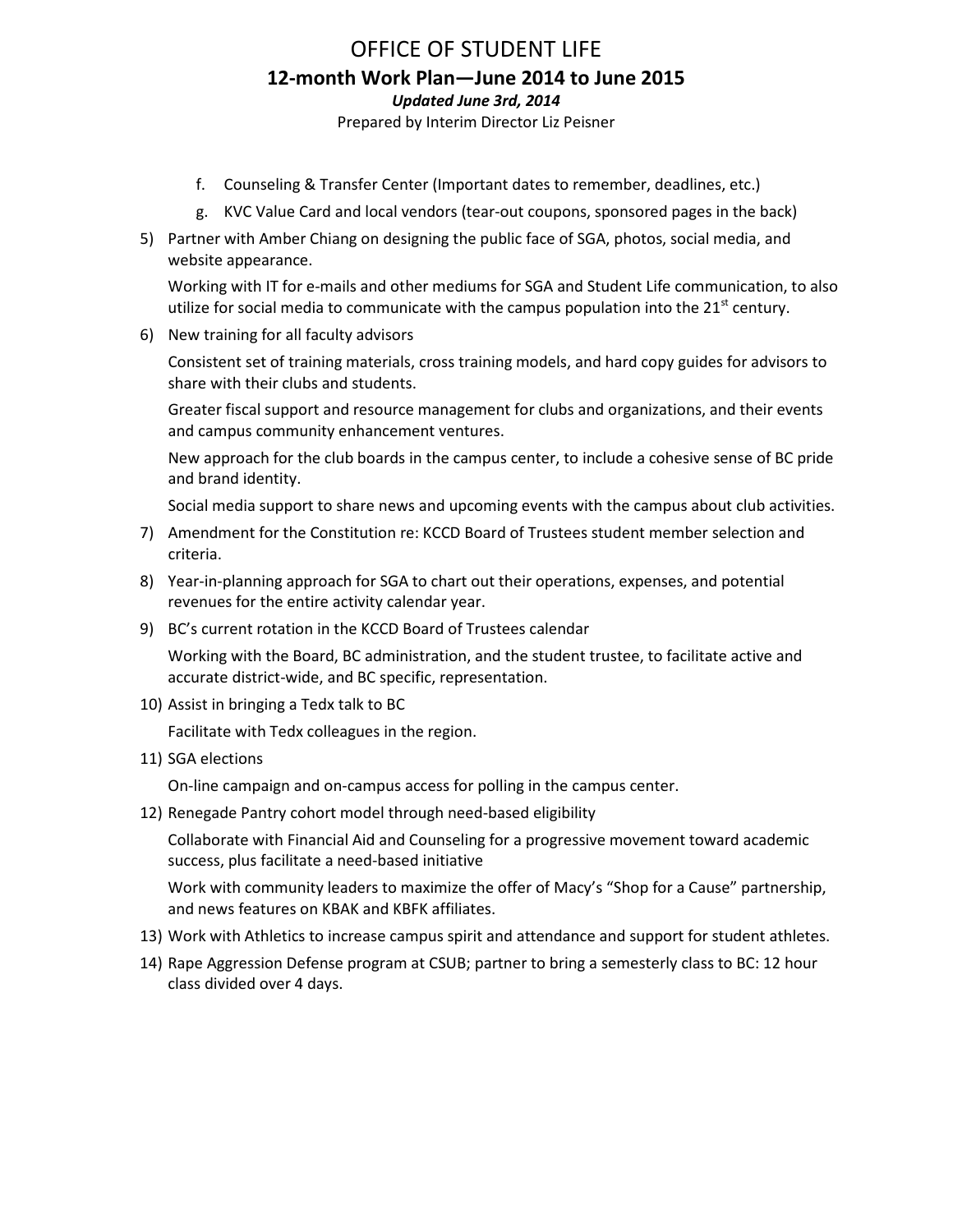f. Counseling & Transfer Center (Important dates to remember, deadlines, etc.)
g. KVC Value Card and local vendors (tear-out coupons, sponsored pages in the back)

5) Partner with Amber Chiang on designing the public face of SGA, photos, social media, and website appearance.

   Working with IT for e-mails and other mediums for SGA and Student Life communication, to also utilize for social media to communicate with the campus population into the 21st century.

6) New training for all faculty advisors

   Consistent set of training materials, cross training models, and hard copy guides for advisors to share with their clubs and students.

   Greater fiscal support and resource management for clubs and organizations, and their events and campus community enhancement ventures.

   New approach for the club boards in the campus center, to include a cohesive sense of BC pride and brand identity.

   Social media support to share news and upcoming events with the campus about club activities.

7) Amendment for the Constitution re: KCCD Board of Trustees student member selection and criteria.

8) Year-in-planning approach for SGA to chart out their operations, expenses, and potential revenues for the entire activity calendar year.

9) BC's current rotation in the KCCD Board of Trustees calendar

   Working with the Board, BC administration, and the student trustee, to facilitate active and accurate district-wide, and BC specific, representation.

10) Assist in bringing a Tedx talk to BC

    Facilitate with Tedx colleagues in the region.

11) SGA elections

    On-line campaign and on-campus access for polling in the campus center.

12) Renegade Pantry cohort model through need-based eligibility

    Collaborate with Financial Aid and Counseling for a progressive movement toward academic success, plus facilitate a need-based initiative

    Work with community leaders to maximize the offer of Macy's "Shop for a Cause" partnership, and news features on KBAK and KBFK affiliates.

13) Work with Athletics to increase campus spirit and attendance and support for student athletes.

14) Rape Aggression Defense program at CSUB; partner to bring a semesterly class to BC: 12 hour class divided over 4 days.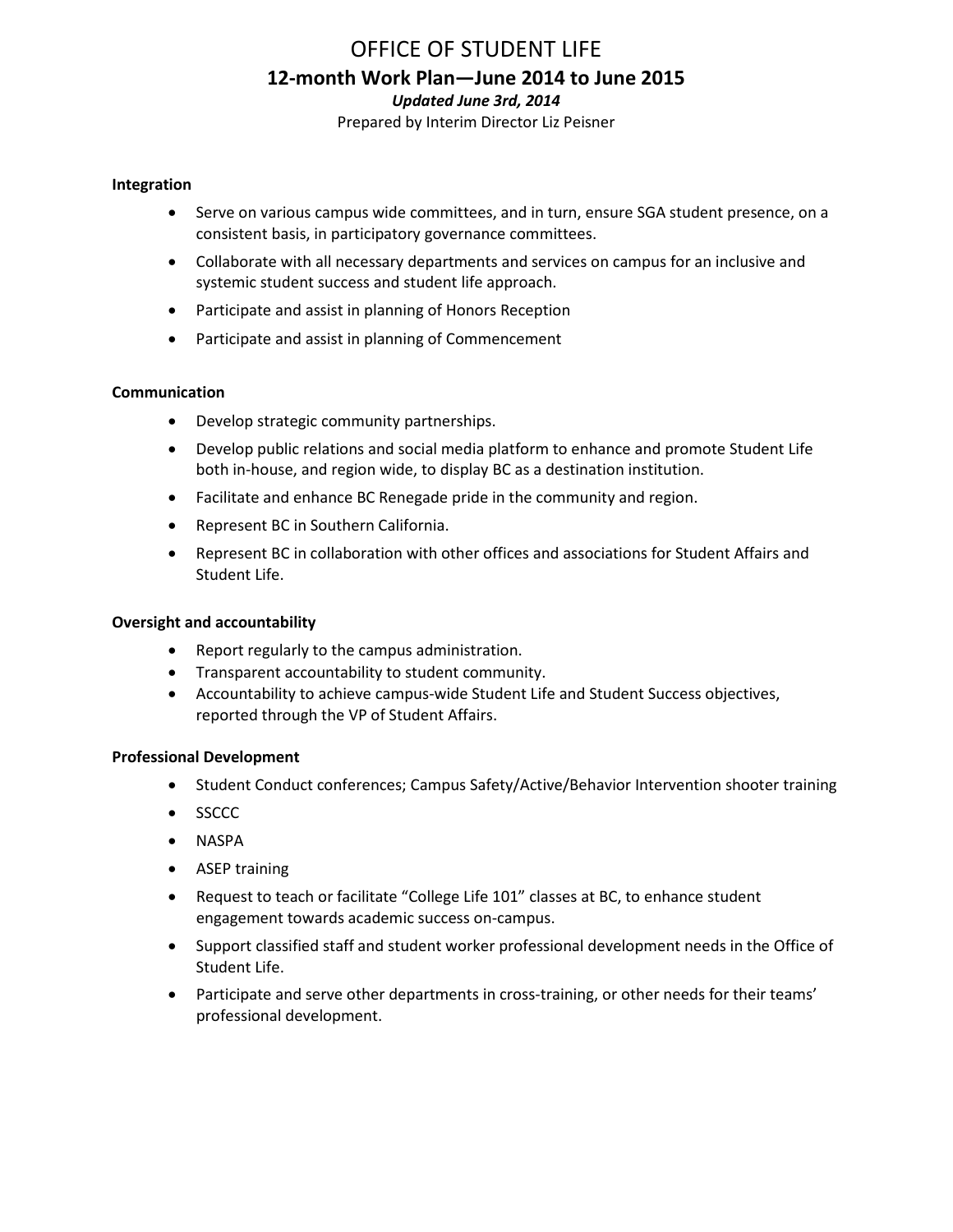# OFFICE OF STUDENT LIFE

## 12-month Work Plan—June 2014 to June 2015

***Updated June 3rd, 2014***

Prepared by Interim Director Liz Peisner

**Integration**

- Serve on various campus wide committees, and in turn, ensure SGA student presence, on a consistent basis, in participatory governance committees.
- Collaborate with all necessary departments and services on campus for an inclusive and systemic student success and student life approach.
- Participate and assist in planning of Honors Reception
- Participate and assist in planning of Commencement

**Communication**

- Develop strategic community partnerships.
- Develop public relations and social media platform to enhance and promote Student Life both in-house, and region wide, to display BC as a destination institution.
- Facilitate and enhance BC Renegade pride in the community and region.
- Represent BC in Southern California.
- Represent BC in collaboration with other offices and associations for Student Affairs and Student Life.

**Oversight and accountability**

- Report regularly to the campus administration.
- Transparent accountability to student community.
- Accountability to achieve campus-wide Student Life and Student Success objectives, reported through the VP of Student Affairs.

**Professional Development**

- Student Conduct conferences; Campus Safety/Active/Behavior Intervention shooter training
- SSCCC
- NASPA
- ASEP training
- Request to teach or facilitate "College Life 101" classes at BC, to enhance student engagement towards academic success on-campus.
- Support classified staff and student worker professional development needs in the Office of Student Life.
- Participate and serve other departments in cross-training, or other needs for their teams' professional development.